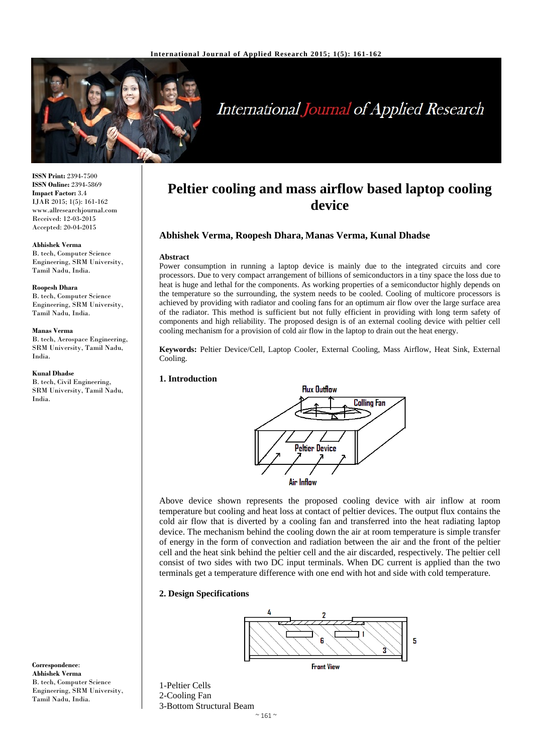**ISSN Print:** 2394-7500
**ISSN Online:** 2394-5869
**Impact Factor:** 3.4
IJAR 2015; 1(5): 161-162
www.allresearchjournal.com
Received: 12-03-2015
Accepted: 20-04-2015

**Abhishek Verma**
B. tech, Computer Science Engineering, SRM University, Tamil Nadu, India.

**Roopesh Dhara**
B. tech, Computer Science Engineering, SRM University, Tamil Nadu, India.

**Manas Verma**
B. tech, Aerospace Engineering, SRM University, Tamil Nadu, India.

**Kunal Dhadse**
B. tech, Civil Engineering, SRM University, Tamil Nadu, India.

**Correspondence**:
**Abhishek Verma**
B. tech, Computer Science Engineering, SRM University, Tamil Nadu, India.

# Peltier cooling and mass airflow based laptop cooling device

**Abhishek Verma, Roopesh Dhara, Manas Verma, Kunal Dhadse**

### Abstract

Power consumption in running a laptop device is mainly due to the integrated circuits and core processors. Due to very compact arrangement of billions of semiconductors in a tiny space the loss due to heat is huge and lethal for the components. As working properties of a semiconductor highly depends on the temperature so the surrounding, the system needs to be cooled. Cooling of multicore processors is achieved by providing with radiator and cooling fans for an optimum air flow over the large surface area of the radiator. This method is sufficient but not fully efficient in providing with long term safety of components and high reliability. The proposed design is of an external cooling device with peltier cell cooling mechanism for a provision of cold air flow in the laptop to drain out the heat energy.

**Keywords:** Peltier Device/Cell, Laptop Cooler, External Cooling, Mass Airflow, Heat Sink, External Cooling.

## 1. Introduction

Flux Outflow
Colling Fan
Peltier Device
Air Inflow

Above device shown represents the proposed cooling device with air inflow at room temperature but cooling and heat loss at contact of peltier devices. The output flux contains the cold air flow that is diverted by a cooling fan and transferred into the heat radiating laptop device. The mechanism behind the cooling down the air at room temperature is simple transfer of energy in the form of convection and radiation between the air and the front of the peltier cell and the heat sink behind the peltier cell and the air discarded, respectively. The peltier cell consist of two sides with two DC input terminals. When DC current is applied than the two terminals get a temperature difference with one end with hot and side with cold temperature.

## 2. Design Specifications

4 2 6 1 3 5
Front View

1-Peltier Cells
2-Cooling Fan
3-Bottom Structural Beam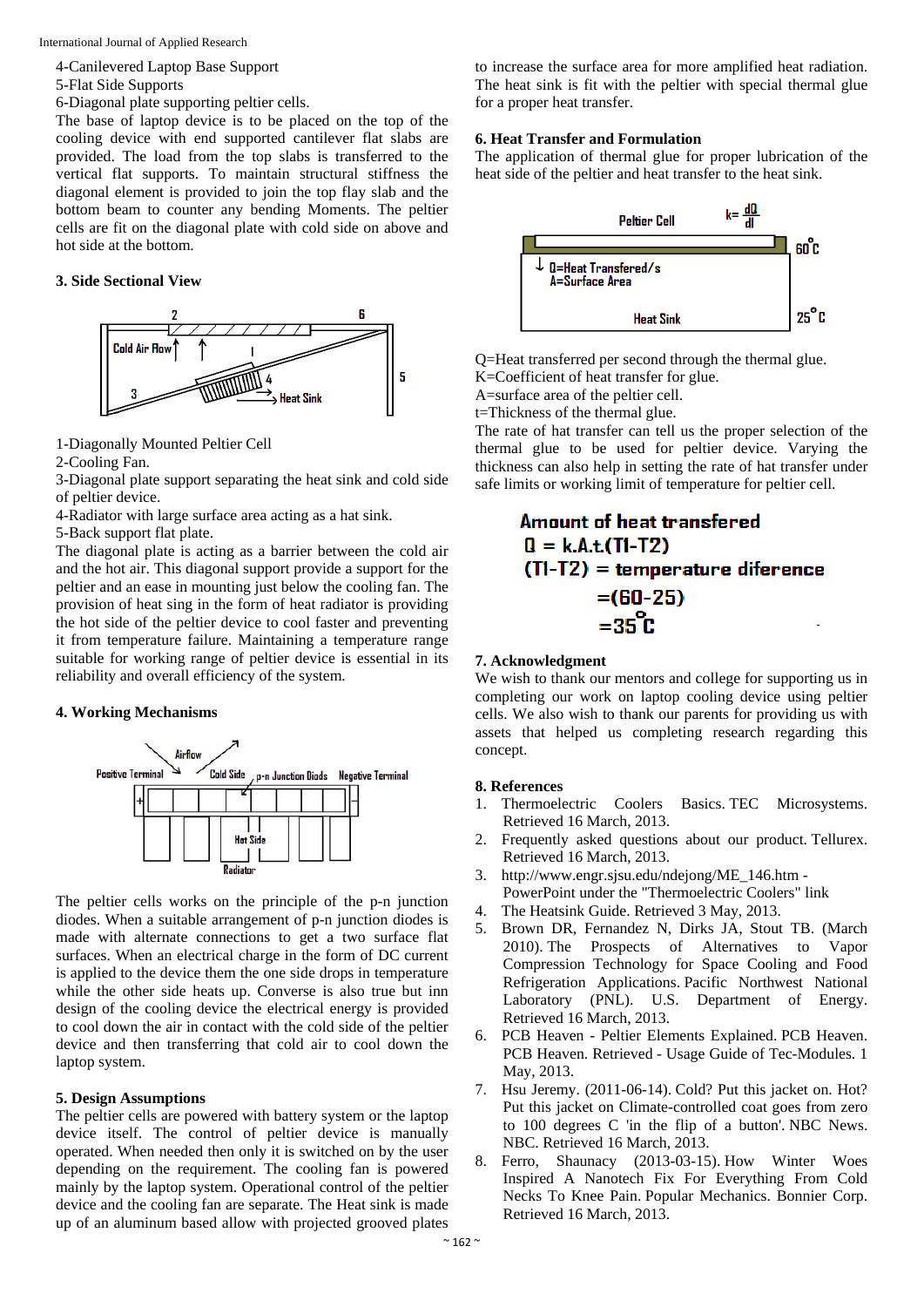4-Canilevered Laptop Base Support
5-Flat Side Supports
6-Diagonal plate supporting peltier cells.

The base of laptop device is to be placed on the top of the cooling device with end supported cantilever flat slabs are provided. The load from the top slabs is transferred to the vertical flat supports. To maintain structural stiffness the diagonal element is provided to join the top flay slab and the bottom beam to counter any bending Moments. The peltier cells are fit on the diagonal plate with cold side on above and hot side at the bottom.

### 3. Side Sectional View

2
6
Cold Air Flow
1
4
5
3
Heat Sink

1-Diagonally Mounted Peltier Cell
2-Cooling Fan.
3-Diagonal plate support separating the heat sink and cold side of peltier device.
4-Radiator with large surface area acting as a hat sink.
5-Back support flat plate.

The diagonal plate is acting as a barrier between the cold air and the hot air. This diagonal support provide a support for the peltier and an ease in mounting just below the cooling fan. The provision of heat sing in the form of heat radiator is providing the hot side of the peltier device to cool faster and preventing it from temperature failure. Maintaining a temperature range suitable for working range of peltier device is essential in its reliability and overall efficiency of the system.

### 4. Working Mechanisms

Airflow
Positive Terminal
Cold Side
p-n Junction Diods
Negative Terminal
+
Hot Side
Radiator

The peltier cells works on the principle of the p-n junction diodes. When a suitable arrangement of p-n junction diodes is made with alternate connections to get a two surface flat surfaces. When an electrical charge in the form of DC current is applied to the device them the one side drops in temperature while the other side heats up. Converse is also true but inn design of the cooling device the electrical energy is provided to cool down the air in contact with the cold side of the peltier device and then transferring that cold air to cool down the laptop system.

### 5. Design Assumptions

The peltier cells are powered with battery system or the laptop device itself. The control of peltier device is manually operated. When needed then only it is switched on by the user depending on the requirement. The cooling fan is powered mainly by the laptop system. Operational control of the peltier device and the cooling fan are separate. The Heat sink is made up of an aluminum based allow with projected grooved plates to increase the surface area for more amplified heat radiation. The heat sink is fit with the peltier with special thermal glue for a proper heat transfer.

### 6. Heat Transfer and Formulation

The application of thermal glue for proper lubrication of the heat side of the peltier and heat transfer to the heat sink.

Peltier Cell
$k = \frac{dQ}{dl}$
60°C
Q=Heat Transfered/s
A=Surface Area
Heat Sink
25°C

Q=Heat transferred per second through the thermal glue.
K=Coefficient of heat transfer for glue.
A=surface area of the peltier cell.
t=Thickness of the thermal glue.

The rate of hat transfer can tell us the proper selection of the thermal glue to be used for peltier device. Varying the thickness can also help in setting the rate of hat transfer under safe limits or working limit of temperature for peltier cell.

**Amount of heat transfered**

$$Q = k.A.t.(T1-T2)$$

$(T1-T2)$ = temperature diference

$$=(60-25)$$

$$=35^{\circ}C$$

### 7. Acknowledgment

We wish to thank our mentors and college for supporting us in completing our work on laptop cooling device using peltier cells. We also wish to thank our parents for providing us with assets that helped us completing research regarding this concept.

### 8. References

1. Thermoelectric Coolers Basics. TEC Microsystems. Retrieved 16 March, 2013.
2. Frequently asked questions about our product. Tellurex. Retrieved 16 March, 2013.
3. http://www.engr.sjsu.edu/ndejong/ME_146.htm - PowerPoint under the "Thermoelectric Coolers" link
4. The Heatsink Guide. Retrieved 3 May, 2013.
5. Brown DR, Fernandez N, Dirks JA, Stout TB. (March 2010). The Prospects of Alternatives to Vapor Compression Technology for Space Cooling and Food Refrigeration Applications. Pacific Northwest National Laboratory (PNL). U.S. Department of Energy. Retrieved 16 March, 2013.
6. PCB Heaven - Peltier Elements Explained. PCB Heaven. PCB Heaven. Retrieved - Usage Guide of Tec-Modules. 1 May, 2013.
7. Hsu Jeremy. (2011-06-14). Cold? Put this jacket on. Hot? Put this jacket on Climate-controlled coat goes from zero to 100 degrees C 'in the flip of a button'. NBC News. NBC. Retrieved 16 March, 2013.
8. Ferro, Shaunacy (2013-03-15). How Winter Woes Inspired A Nanotech Fix For Everything From Cold Necks To Knee Pain. Popular Mechanics. Bonnier Corp. Retrieved 16 March, 2013.